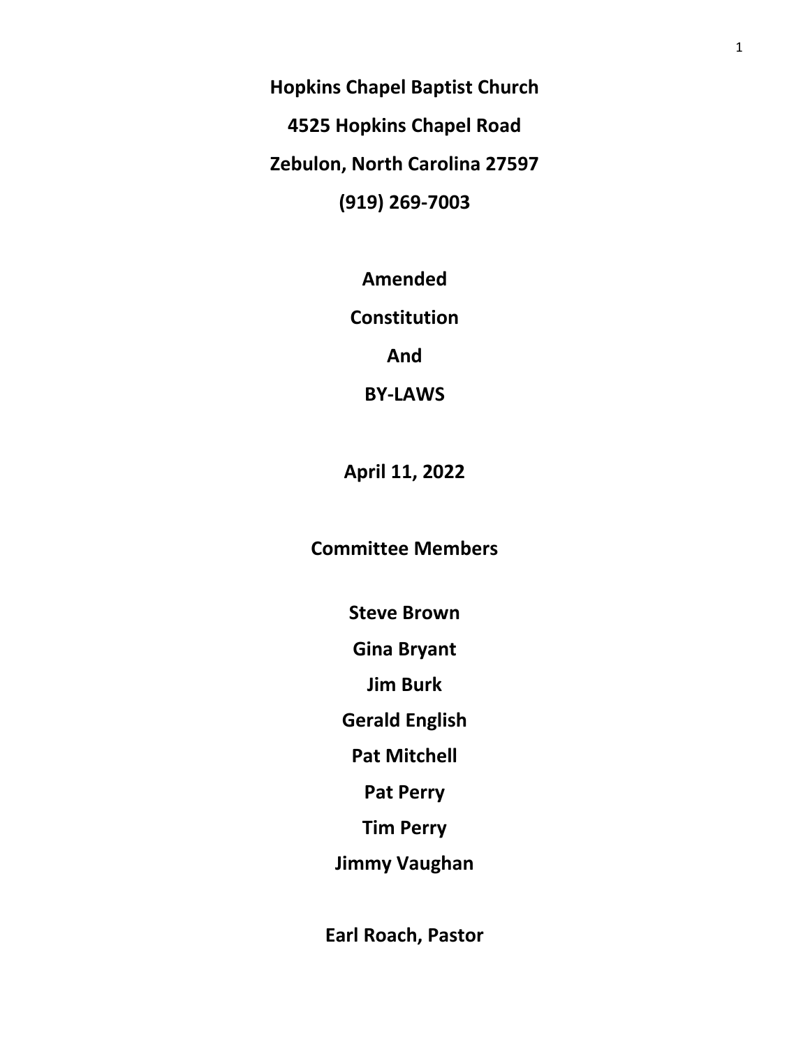**Hopkins Chapel Baptist Church**

**4525 Hopkins Chapel Road**

**Zebulon, North Carolina 27597**

**(919) 269-7003**

# Amended Constitution And BY-LAWS

**April 11, 2022**

## Committee Members

**Steve Brown**

**Gina Bryant**

**Jim Burk**

**Gerald English**

**Pat Mitchell**

**Pat Perry**

**Tim Perry**

**Jimmy Vaughan**

**Earl Roach, Pastor**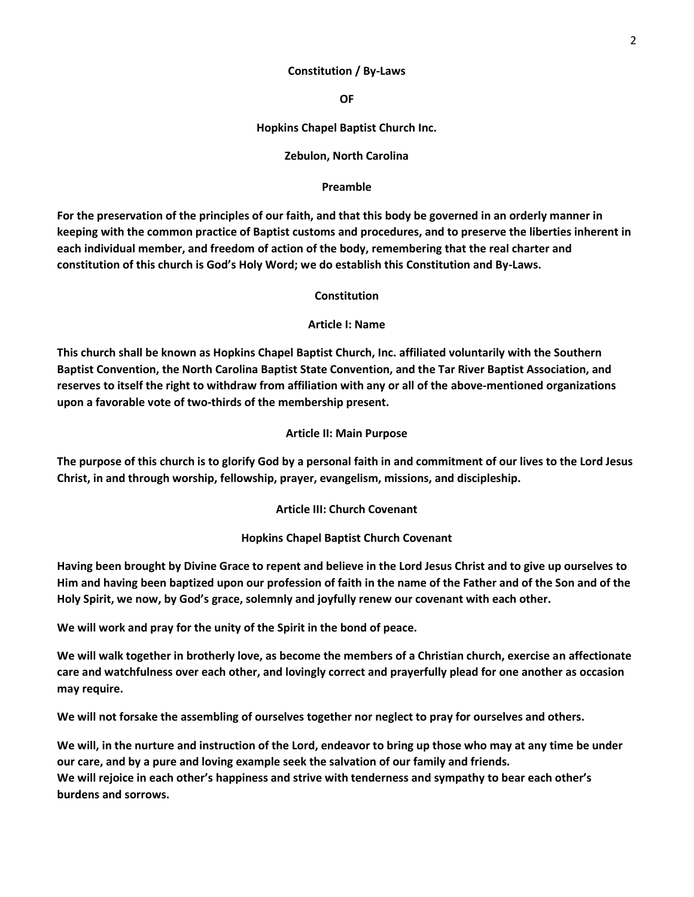# Constitution / By-Laws

**OF**

**Hopkins Chapel Baptist Church Inc.**

**Zebulon, North Carolina**

## Preamble

**For the preservation of the principles of our faith, and that this body be governed in an orderly manner in keeping with the common practice of Baptist customs and procedures, and to preserve the liberties inherent in each individual member, and freedom of action of the body, remembering that the real charter and constitution of this church is God's Holy Word; we do establish this Constitution and By-Laws.**

## Constitution

### Article I: Name

**This church shall be known as Hopkins Chapel Baptist Church, Inc. affiliated voluntarily with the Southern Baptist Convention, the North Carolina Baptist State Convention, and the Tar River Baptist Association, and reserves to itself the right to withdraw from affiliation with any or all of the above-mentioned organizations upon a favorable vote of two-thirds of the membership present.**

### Article II: Main Purpose

**The purpose of this church is to glorify God by a personal faith in and commitment of our lives to the Lord Jesus Christ, in and through worship, fellowship, prayer, evangelism, missions, and discipleship.**

### Article III: Church Covenant

**Hopkins Chapel Baptist Church Covenant**

**Having been brought by Divine Grace to repent and believe in the Lord Jesus Christ and to give up ourselves to Him and having been baptized upon our profession of faith in the name of the Father and of the Son and of the Holy Spirit, we now, by God's grace, solemnly and joyfully renew our covenant with each other.**

**We will work and pray for the unity of the Spirit in the bond of peace.**

**We will walk together in brotherly love, as become the members of a Christian church, exercise an affectionate care and watchfulness over each other, and lovingly correct and prayerfully plead for one another as occasion may require.**

**We will not forsake the assembling of ourselves together nor neglect to pray for ourselves and others.**

**We will, in the nurture and instruction of the Lord, endeavor to bring up those who may at any time be under our care, and by a pure and loving example seek the salvation of our family and friends.**
**We will rejoice in each other's happiness and strive with tenderness and sympathy to bear each other's burdens and sorrows.**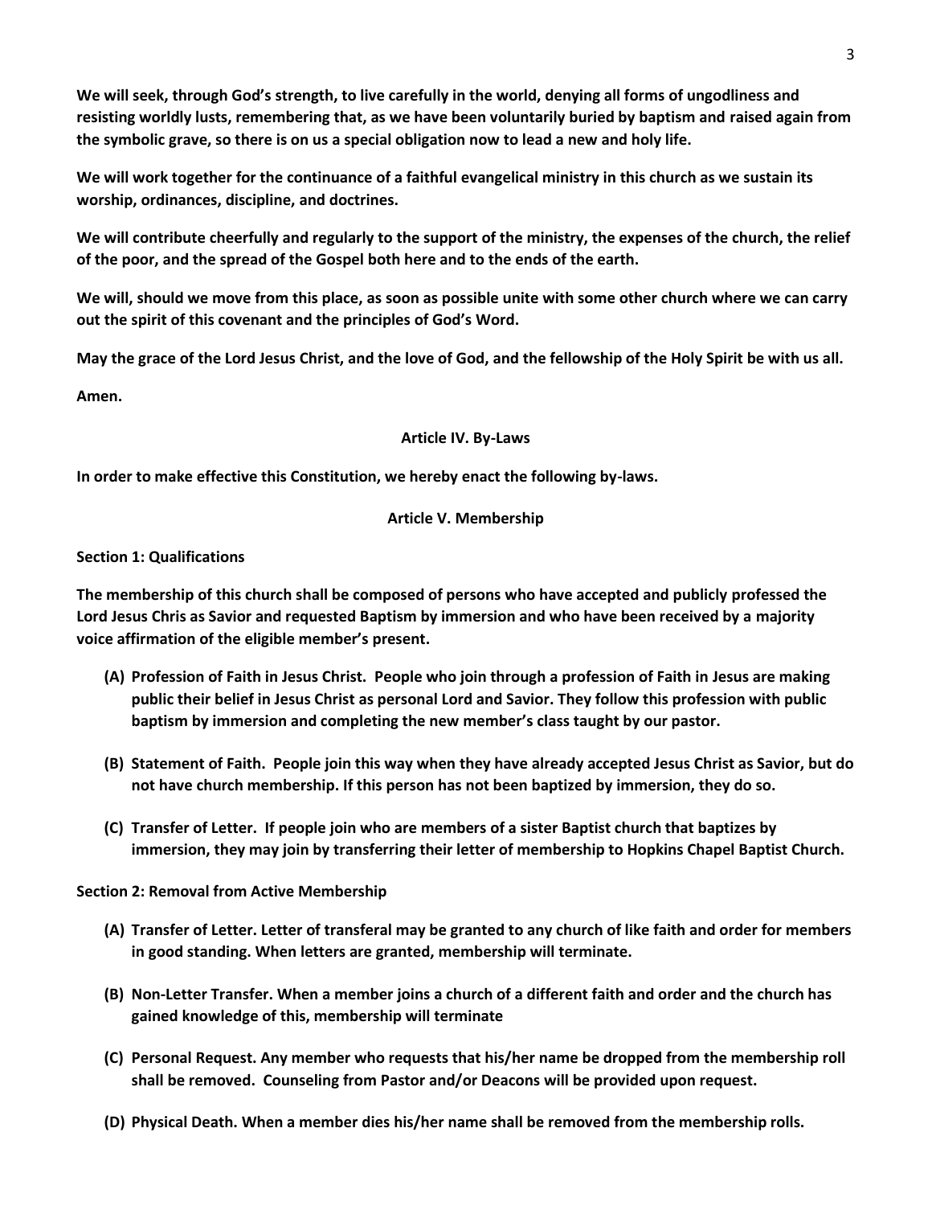**We will seek, through God's strength, to live carefully in the world, denying all forms of ungodliness and resisting worldly lusts, remembering that, as we have been voluntarily buried by baptism and raised again from the symbolic grave, so there is on us a special obligation now to lead a new and holy life.**

**We will work together for the continuance of a faithful evangelical ministry in this church as we sustain its worship, ordinances, discipline, and doctrines.**

**We will contribute cheerfully and regularly to the support of the ministry, the expenses of the church, the relief of the poor, and the spread of the Gospel both here and to the ends of the earth.**

**We will, should we move from this place, as soon as possible unite with some other church where we can carry out the spirit of this covenant and the principles of God's Word.**

**May the grace of the Lord Jesus Christ, and the love of God, and the fellowship of the Holy Spirit be with us all.**

**Amen.**

## Article IV. By-Laws

**In order to make effective this Constitution, we hereby enact the following by-laws.**

## Article V. Membership

### Section 1: Qualifications

**The membership of this church shall be composed of persons who have accepted and publicly professed the Lord Jesus Chris as Savior and requested Baptism by immersion and who have been received by a majority voice affirmation of the eligible member's present.**

- **(A) Profession of Faith in Jesus Christ. People who join through a profession of Faith in Jesus are making public their belief in Jesus Christ as personal Lord and Savior. They follow this profession with public baptism by immersion and completing the new member's class taught by our pastor.**
- **(B) Statement of Faith. People join this way when they have already accepted Jesus Christ as Savior, but do not have church membership. If this person has not been baptized by immersion, they do so.**
- **(C) Transfer of Letter. If people join who are members of a sister Baptist church that baptizes by immersion, they may join by transferring their letter of membership to Hopkins Chapel Baptist Church.**

### Section 2: Removal from Active Membership

- **(A) Transfer of Letter. Letter of transferal may be granted to any church of like faith and order for members in good standing. When letters are granted, membership will terminate.**
- **(B) Non-Letter Transfer. When a member joins a church of a different faith and order and the church has gained knowledge of this, membership will terminate**
- **(C) Personal Request. Any member who requests that his/her name be dropped from the membership roll shall be removed. Counseling from Pastor and/or Deacons will be provided upon request.**
- **(D) Physical Death. When a member dies his/her name shall be removed from the membership rolls.**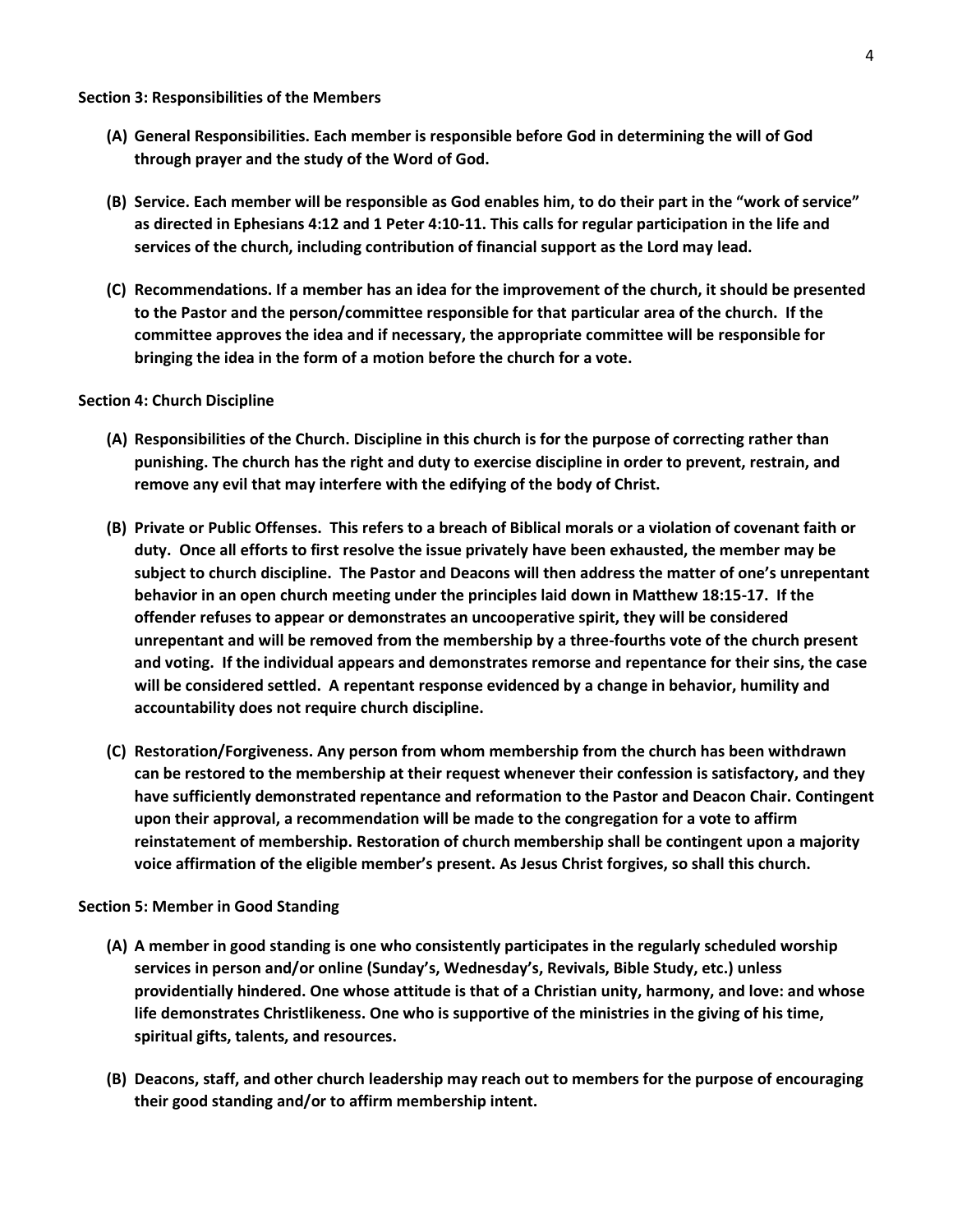**Section 3: Responsibilities of the Members**

**(A) General Responsibilities. Each member is responsible before God in determining the will of God through prayer and the study of the Word of God.**

**(B) Service. Each member will be responsible as God enables him, to do their part in the "work of service" as directed in Ephesians 4:12 and 1 Peter 4:10-11. This calls for regular participation in the life and services of the church, including contribution of financial support as the Lord may lead.**

**(C) Recommendations. If a member has an idea for the improvement of the church, it should be presented to the Pastor and the person/committee responsible for that particular area of the church. If the committee approves the idea and if necessary, the appropriate committee will be responsible for bringing the idea in the form of a motion before the church for a vote.**

**Section 4: Church Discipline**

**(A) Responsibilities of the Church. Discipline in this church is for the purpose of correcting rather than punishing. The church has the right and duty to exercise discipline in order to prevent, restrain, and remove any evil that may interfere with the edifying of the body of Christ.**

**(B) Private or Public Offenses. This refers to a breach of Biblical morals or a violation of covenant faith or duty. Once all efforts to first resolve the issue privately have been exhausted, the member may be subject to church discipline. The Pastor and Deacons will then address the matter of one's unrepentant behavior in an open church meeting under the principles laid down in Matthew 18:15-17. If the offender refuses to appear or demonstrates an uncooperative spirit, they will be considered unrepentant and will be removed from the membership by a three-fourths vote of the church present and voting. If the individual appears and demonstrates remorse and repentance for their sins, the case will be considered settled. A repentant response evidenced by a change in behavior, humility and accountability does not require church discipline.**

**(C) Restoration/Forgiveness. Any person from whom membership from the church has been withdrawn can be restored to the membership at their request whenever their confession is satisfactory, and they have sufficiently demonstrated repentance and reformation to the Pastor and Deacon Chair. Contingent upon their approval, a recommendation will be made to the congregation for a vote to affirm reinstatement of membership. Restoration of church membership shall be contingent upon a majority voice affirmation of the eligible member's present. As Jesus Christ forgives, so shall this church.**

**Section 5: Member in Good Standing**

**(A) A member in good standing is one who consistently participates in the regularly scheduled worship services in person and/or online (Sunday's, Wednesday's, Revivals, Bible Study, etc.) unless providentially hindered. One whose attitude is that of a Christian unity, harmony, and love: and whose life demonstrates Christlikeness. One who is supportive of the ministries in the giving of his time, spiritual gifts, talents, and resources.**

**(B) Deacons, staff, and other church leadership may reach out to members for the purpose of encouraging their good standing and/or to affirm membership intent.**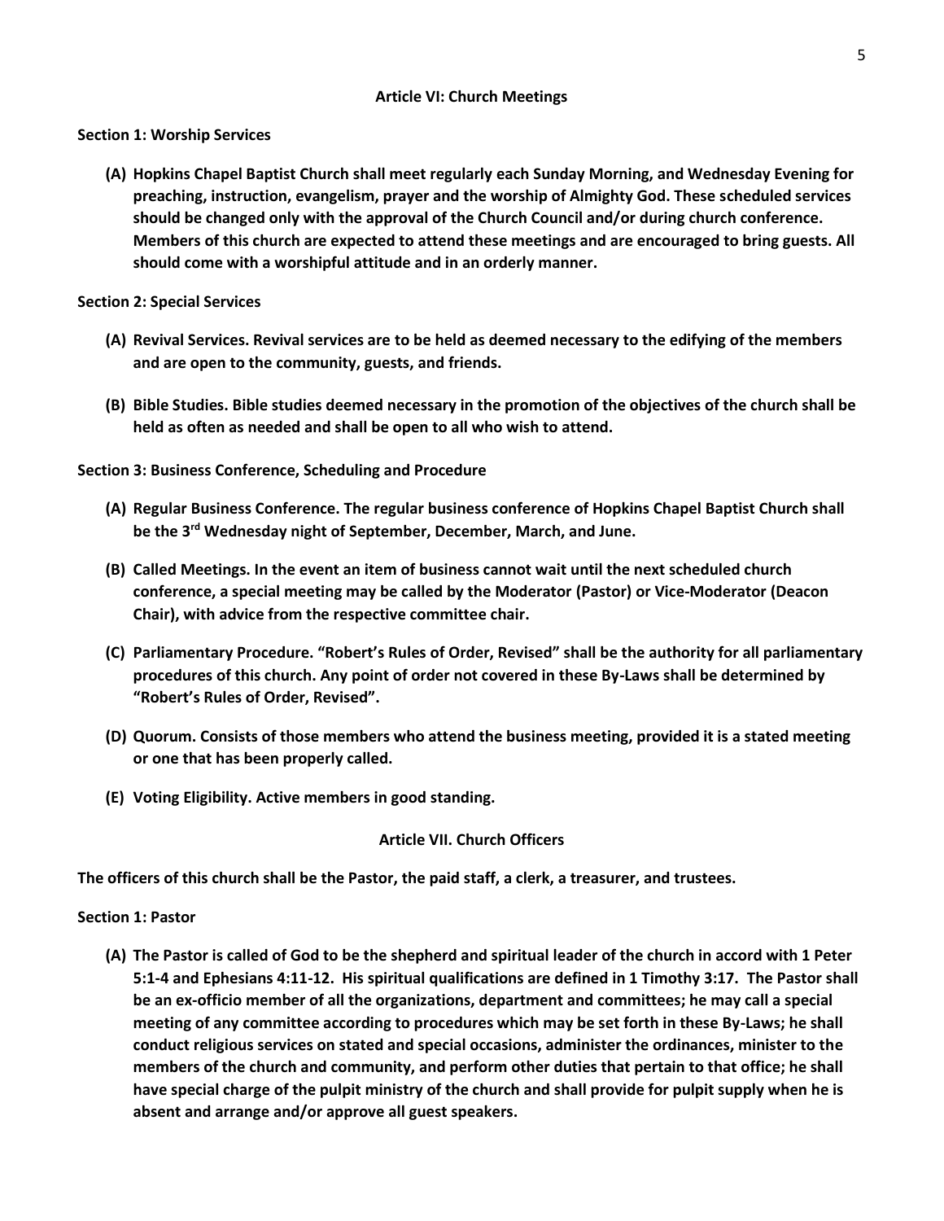## Article VI: Church Meetings

**Section 1: Worship Services**

**(A) Hopkins Chapel Baptist Church shall meet regularly each Sunday Morning, and Wednesday Evening for preaching, instruction, evangelism, prayer and the worship of Almighty God. These scheduled services should be changed only with the approval of the Church Council and/or during church conference. Members of this church are expected to attend these meetings and are encouraged to bring guests. All should come with a worshipful attitude and in an orderly manner.**

**Section 2: Special Services**

**(A) Revival Services. Revival services are to be held as deemed necessary to the edifying of the members and are open to the community, guests, and friends.**

**(B) Bible Studies. Bible studies deemed necessary in the promotion of the objectives of the church shall be held as often as needed and shall be open to all who wish to attend.**

**Section 3: Business Conference, Scheduling and Procedure**

**(A) Regular Business Conference. The regular business conference of Hopkins Chapel Baptist Church shall be the 3rd Wednesday night of September, December, March, and June.**

**(B) Called Meetings. In the event an item of business cannot wait until the next scheduled church conference, a special meeting may be called by the Moderator (Pastor) or Vice-Moderator (Deacon Chair), with advice from the respective committee chair.**

**(C) Parliamentary Procedure. "Robert's Rules of Order, Revised" shall be the authority for all parliamentary procedures of this church. Any point of order not covered in these By-Laws shall be determined by "Robert's Rules of Order, Revised".**

**(D) Quorum. Consists of those members who attend the business meeting, provided it is a stated meeting or one that has been properly called.**

**(E) Voting Eligibility. Active members in good standing.**

## Article VII. Church Officers

**The officers of this church shall be the Pastor, the paid staff, a clerk, a treasurer, and trustees.**

**Section 1: Pastor**

**(A) The Pastor is called of God to be the shepherd and spiritual leader of the church in accord with 1 Peter 5:1-4 and Ephesians 4:11-12. His spiritual qualifications are defined in 1 Timothy 3:17. The Pastor shall be an ex-officio member of all the organizations, department and committees; he may call a special meeting of any committee according to procedures which may be set forth in these By-Laws; he shall conduct religious services on stated and special occasions, administer the ordinances, minister to the members of the church and community, and perform other duties that pertain to that office; he shall have special charge of the pulpit ministry of the church and shall provide for pulpit supply when he is absent and arrange and/or approve all guest speakers.**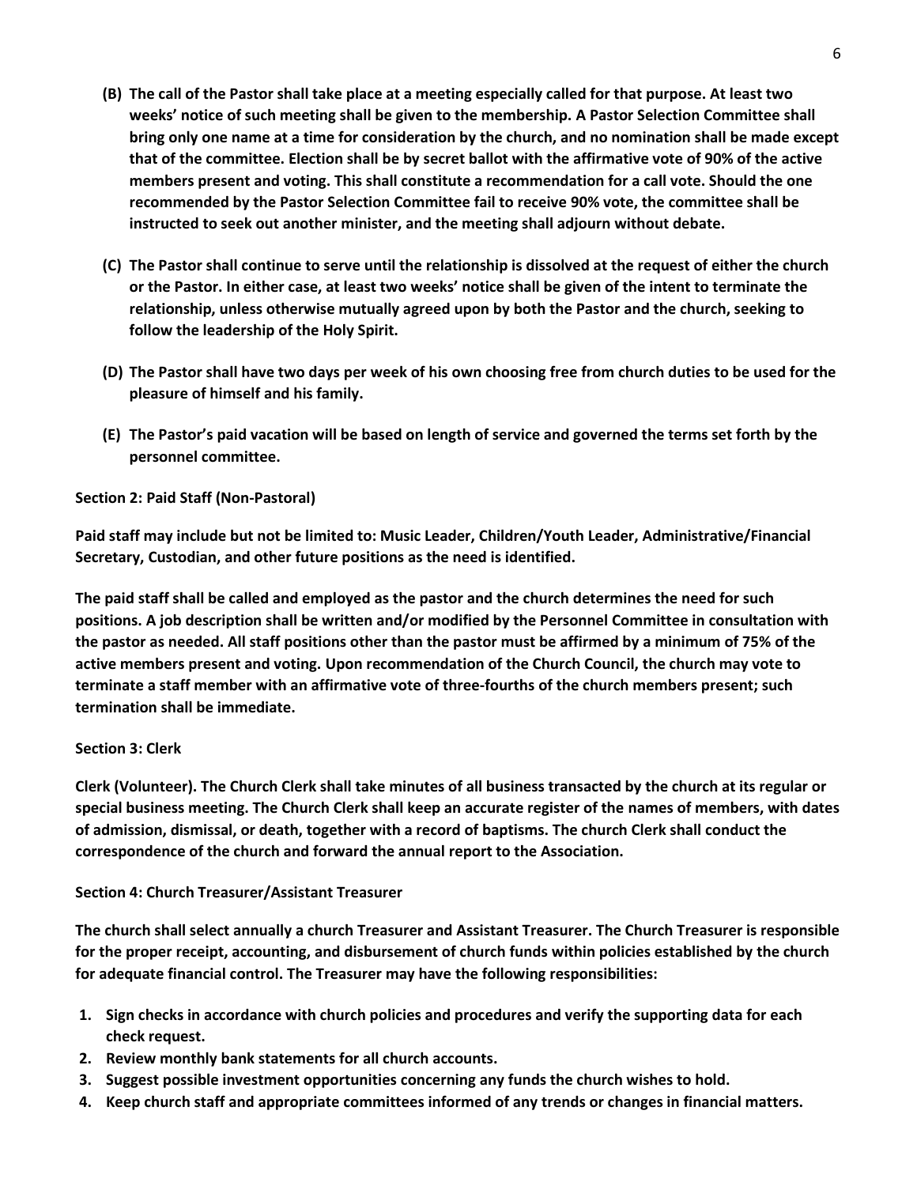**(B) The call of the Pastor shall take place at a meeting especially called for that purpose. At least two weeks' notice of such meeting shall be given to the membership. A Pastor Selection Committee shall bring only one name at a time for consideration by the church, and no nomination shall be made except that of the committee. Election shall be by secret ballot with the affirmative vote of 90% of the active members present and voting. This shall constitute a recommendation for a call vote. Should the one recommended by the Pastor Selection Committee fail to receive 90% vote, the committee shall be instructed to seek out another minister, and the meeting shall adjourn without debate.**

**(C) The Pastor shall continue to serve until the relationship is dissolved at the request of either the church or the Pastor. In either case, at least two weeks' notice shall be given of the intent to terminate the relationship, unless otherwise mutually agreed upon by both the Pastor and the church, seeking to follow the leadership of the Holy Spirit.**

**(D) The Pastor shall have two days per week of his own choosing free from church duties to be used for the pleasure of himself and his family.**

**(E) The Pastor's paid vacation will be based on length of service and governed the terms set forth by the personnel committee.**

**Section 2: Paid Staff (Non-Pastoral)**

**Paid staff may include but not be limited to: Music Leader, Children/Youth Leader, Administrative/Financial Secretary, Custodian, and other future positions as the need is identified.**

**The paid staff shall be called and employed as the pastor and the church determines the need for such positions. A job description shall be written and/or modified by the Personnel Committee in consultation with the pastor as needed. All staff positions other than the pastor must be affirmed by a minimum of 75% of the active members present and voting. Upon recommendation of the Church Council, the church may vote to terminate a staff member with an affirmative vote of three-fourths of the church members present; such termination shall be immediate.**

**Section 3: Clerk**

**Clerk (Volunteer). The Church Clerk shall take minutes of all business transacted by the church at its regular or special business meeting. The Church Clerk shall keep an accurate register of the names of members, with dates of admission, dismissal, or death, together with a record of baptisms. The church Clerk shall conduct the correspondence of the church and forward the annual report to the Association.**

**Section 4: Church Treasurer/Assistant Treasurer**

**The church shall select annually a church Treasurer and Assistant Treasurer. The Church Treasurer is responsible for the proper receipt, accounting, and disbursement of church funds within policies established by the church for adequate financial control. The Treasurer may have the following responsibilities:**

1. **Sign checks in accordance with church policies and procedures and verify the supporting data for each check request.**
2. **Review monthly bank statements for all church accounts.**
3. **Suggest possible investment opportunities concerning any funds the church wishes to hold.**
4. **Keep church staff and appropriate committees informed of any trends or changes in financial matters.**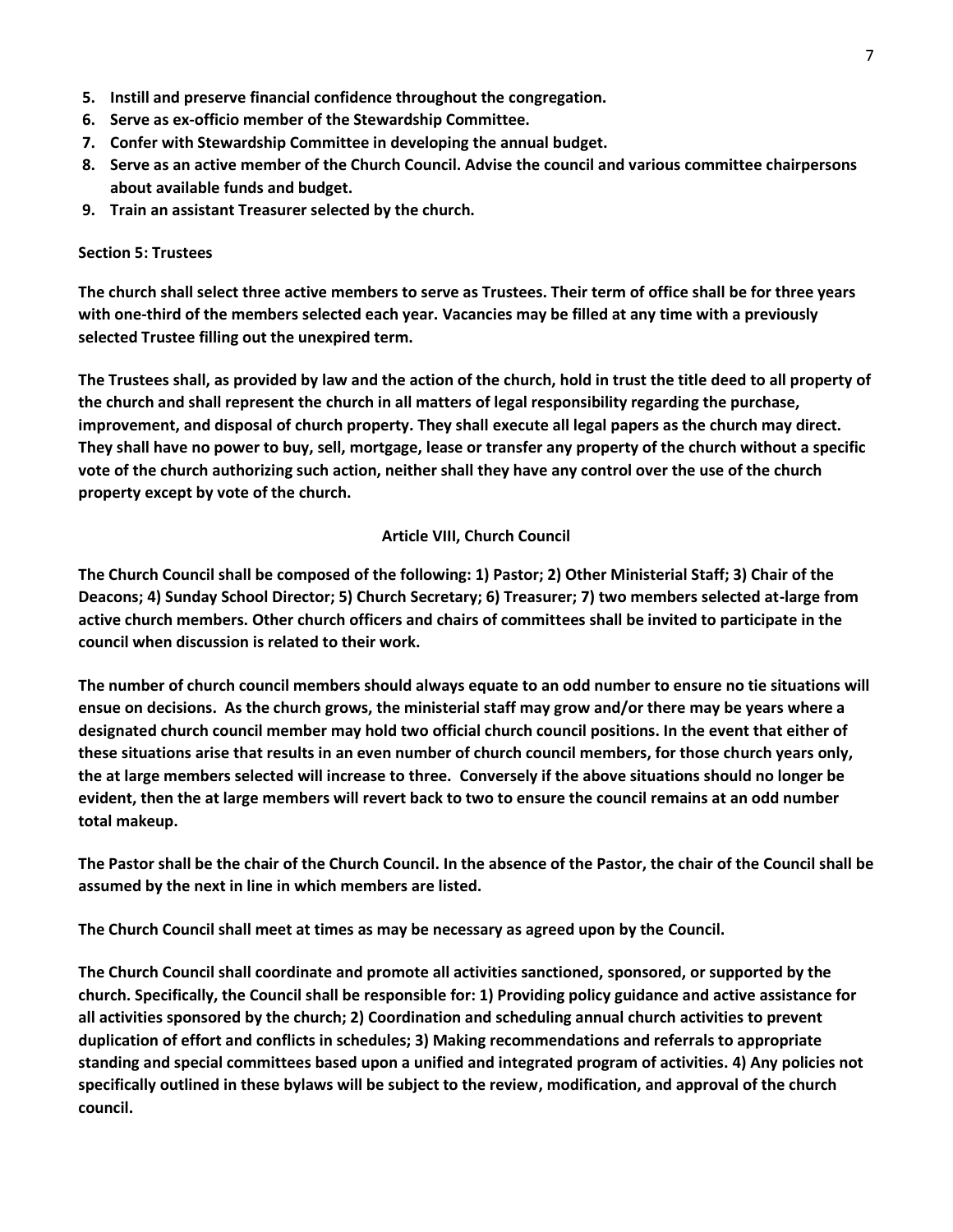5. **Instill and preserve financial confidence throughout the congregation.**
6. **Serve as ex-officio member of the Stewardship Committee.**
7. **Confer with Stewardship Committee in developing the annual budget.**
8. **Serve as an active member of the Church Council. Advise the council and various committee chairpersons about available funds and budget.**
9. **Train an assistant Treasurer selected by the church.**

**Section 5: Trustees**

**The church shall select three active members to serve as Trustees. Their term of office shall be for three years with one-third of the members selected each year. Vacancies may be filled at any time with a previously selected Trustee filling out the unexpired term.**

**The Trustees shall, as provided by law and the action of the church, hold in trust the title deed to all property of the church and shall represent the church in all matters of legal responsibility regarding the purchase, improvement, and disposal of church property. They shall execute all legal papers as the church may direct. They shall have no power to buy, sell, mortgage, lease or transfer any property of the church without a specific vote of the church authorizing such action, neither shall they have any control over the use of the church property except by vote of the church.**

## Article VIII, Church Council

**The Church Council shall be composed of the following: 1) Pastor; 2) Other Ministerial Staff; 3) Chair of the Deacons; 4) Sunday School Director; 5) Church Secretary; 6) Treasurer; 7) two members selected at-large from active church members. Other church officers and chairs of committees shall be invited to participate in the council when discussion is related to their work.**

**The number of church council members should always equate to an odd number to ensure no tie situations will ensue on decisions. As the church grows, the ministerial staff may grow and/or there may be years where a designated church council member may hold two official church council positions. In the event that either of these situations arise that results in an even number of church council members, for those church years only, the at large members selected will increase to three. Conversely if the above situations should no longer be evident, then the at large members will revert back to two to ensure the council remains at an odd number total makeup.**

**The Pastor shall be the chair of the Church Council. In the absence of the Pastor, the chair of the Council shall be assumed by the next in line in which members are listed.**

**The Church Council shall meet at times as may be necessary as agreed upon by the Council.**

**The Church Council shall coordinate and promote all activities sanctioned, sponsored, or supported by the church. Specifically, the Council shall be responsible for: 1) Providing policy guidance and active assistance for all activities sponsored by the church; 2) Coordination and scheduling annual church activities to prevent duplication of effort and conflicts in schedules; 3) Making recommendations and referrals to appropriate standing and special committees based upon a unified and integrated program of activities. 4) Any policies not specifically outlined in these bylaws will be subject to the review, modification, and approval of the church council.**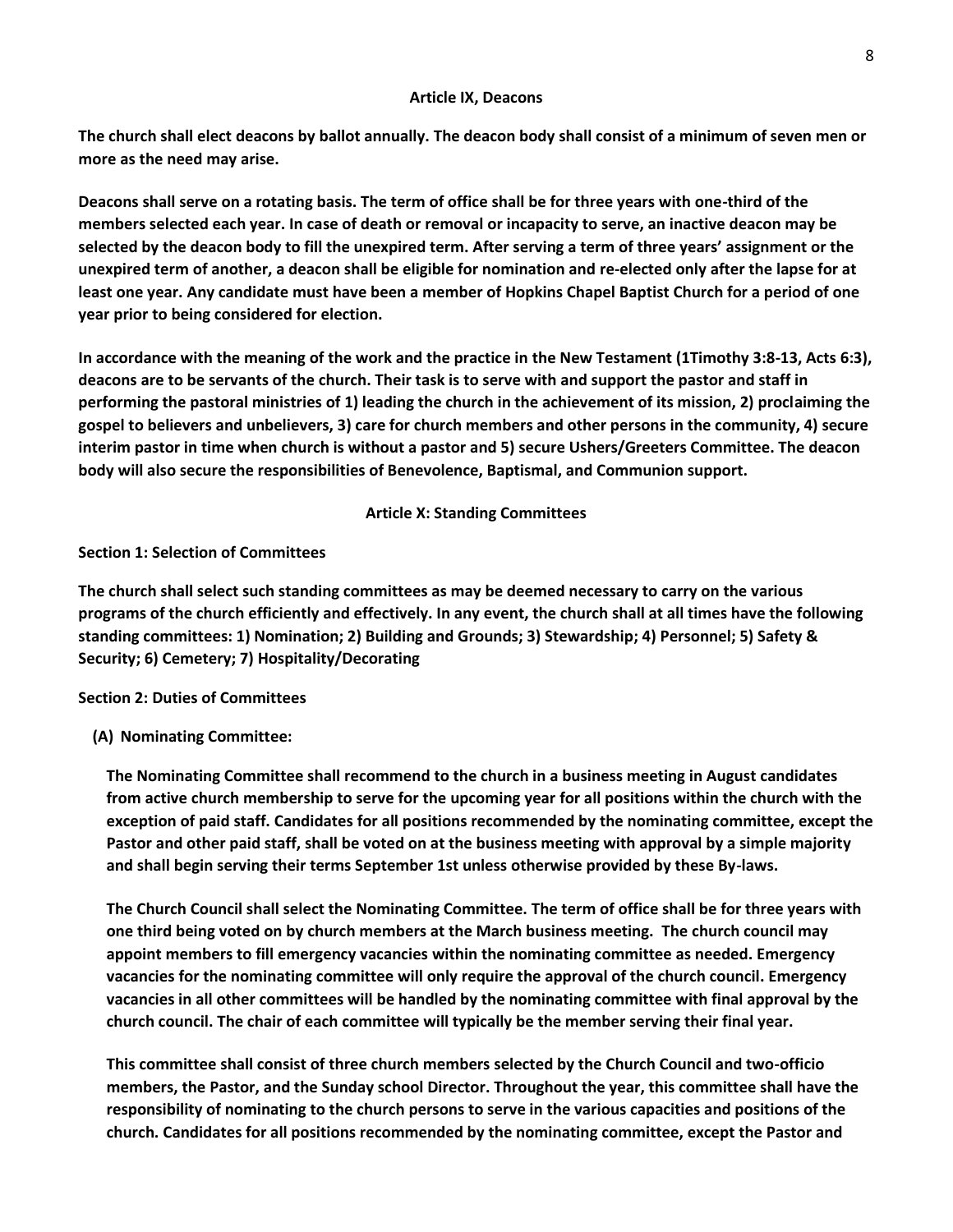## Article IX, Deacons

**The church shall elect deacons by ballot annually. The deacon body shall consist of a minimum of seven men or more as the need may arise.**

**Deacons shall serve on a rotating basis. The term of office shall be for three years with one-third of the members selected each year. In case of death or removal or incapacity to serve, an inactive deacon may be selected by the deacon body to fill the unexpired term. After serving a term of three years' assignment or the unexpired term of another, a deacon shall be eligible for nomination and re-elected only after the lapse for at least one year. Any candidate must have been a member of Hopkins Chapel Baptist Church for a period of one year prior to being considered for election.**

**In accordance with the meaning of the work and the practice in the New Testament (1Timothy 3:8-13, Acts 6:3), deacons are to be servants of the church. Their task is to serve with and support the pastor and staff in performing the pastoral ministries of 1) leading the church in the achievement of its mission, 2) proclaiming the gospel to believers and unbelievers, 3) care for church members and other persons in the community, 4) secure interim pastor in time when church is without a pastor and 5) secure Ushers/Greeters Committee. The deacon body will also secure the responsibilities of Benevolence, Baptismal, and Communion support.**

## Article X: Standing Committees

### Section 1: Selection of Committees

**The church shall select such standing committees as may be deemed necessary to carry on the various programs of the church efficiently and effectively. In any event, the church shall at all times have the following standing committees: 1) Nomination; 2) Building and Grounds; 3) Stewardship; 4) Personnel; 5) Safety & Security; 6) Cemetery; 7) Hospitality/Decorating**

### Section 2: Duties of Committees

**(A) Nominating Committee:**

**The Nominating Committee shall recommend to the church in a business meeting in August candidates from active church membership to serve for the upcoming year for all positions within the church with the exception of paid staff. Candidates for all positions recommended by the nominating committee, except the Pastor and other paid staff, shall be voted on at the business meeting with approval by a simple majority and shall begin serving their terms September 1st unless otherwise provided by these By-laws.**

**The Church Council shall select the Nominating Committee. The term of office shall be for three years with one third being voted on by church members at the March business meeting. The church council may appoint members to fill emergency vacancies within the nominating committee as needed. Emergency vacancies for the nominating committee will only require the approval of the church council. Emergency vacancies in all other committees will be handled by the nominating committee with final approval by the church council. The chair of each committee will typically be the member serving their final year.**

**This committee shall consist of three church members selected by the Church Council and two-officio members, the Pastor, and the Sunday school Director. Throughout the year, this committee shall have the responsibility of nominating to the church persons to serve in the various capacities and positions of the church. Candidates for all positions recommended by the nominating committee, except the Pastor and**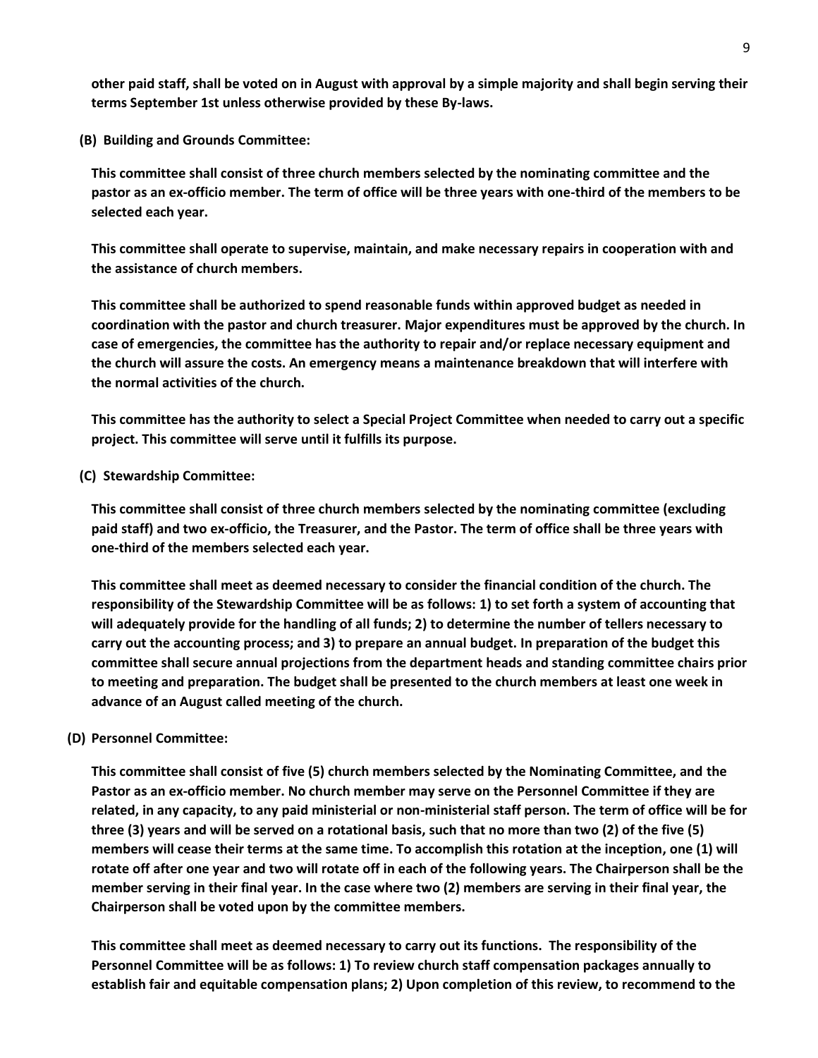**other paid staff, shall be voted on in August with approval by a simple majority and shall begin serving their terms September 1st unless otherwise provided by these By-laws.**

**(B) Building and Grounds Committee:**

**This committee shall consist of three church members selected by the nominating committee and the pastor as an ex-officio member. The term of office will be three years with one-third of the members to be selected each year.**

**This committee shall operate to supervise, maintain, and make necessary repairs in cooperation with and the assistance of church members.**

**This committee shall be authorized to spend reasonable funds within approved budget as needed in coordination with the pastor and church treasurer. Major expenditures must be approved by the church. In case of emergencies, the committee has the authority to repair and/or replace necessary equipment and the church will assure the costs. An emergency means a maintenance breakdown that will interfere with the normal activities of the church.**

**This committee has the authority to select a Special Project Committee when needed to carry out a specific project. This committee will serve until it fulfills its purpose.**

**(C) Stewardship Committee:**

**This committee shall consist of three church members selected by the nominating committee (excluding paid staff) and two ex-officio, the Treasurer, and the Pastor. The term of office shall be three years with one-third of the members selected each year.**

**This committee shall meet as deemed necessary to consider the financial condition of the church. The responsibility of the Stewardship Committee will be as follows: 1) to set forth a system of accounting that will adequately provide for the handling of all funds; 2) to determine the number of tellers necessary to carry out the accounting process; and 3) to prepare an annual budget. In preparation of the budget this committee shall secure annual projections from the department heads and standing committee chairs prior to meeting and preparation. The budget shall be presented to the church members at least one week in advance of an August called meeting of the church.**

**(D) Personnel Committee:**

**This committee shall consist of five (5) church members selected by the Nominating Committee, and the Pastor as an ex-officio member. No church member may serve on the Personnel Committee if they are related, in any capacity, to any paid ministerial or non-ministerial staff person. The term of office will be for three (3) years and will be served on a rotational basis, such that no more than two (2) of the five (5) members will cease their terms at the same time. To accomplish this rotation at the inception, one (1) will rotate off after one year and two will rotate off in each of the following years. The Chairperson shall be the member serving in their final year. In the case where two (2) members are serving in their final year, the Chairperson shall be voted upon by the committee members.**

**This committee shall meet as deemed necessary to carry out its functions. The responsibility of the Personnel Committee will be as follows: 1) To review church staff compensation packages annually to establish fair and equitable compensation plans; 2) Upon completion of this review, to recommend to the**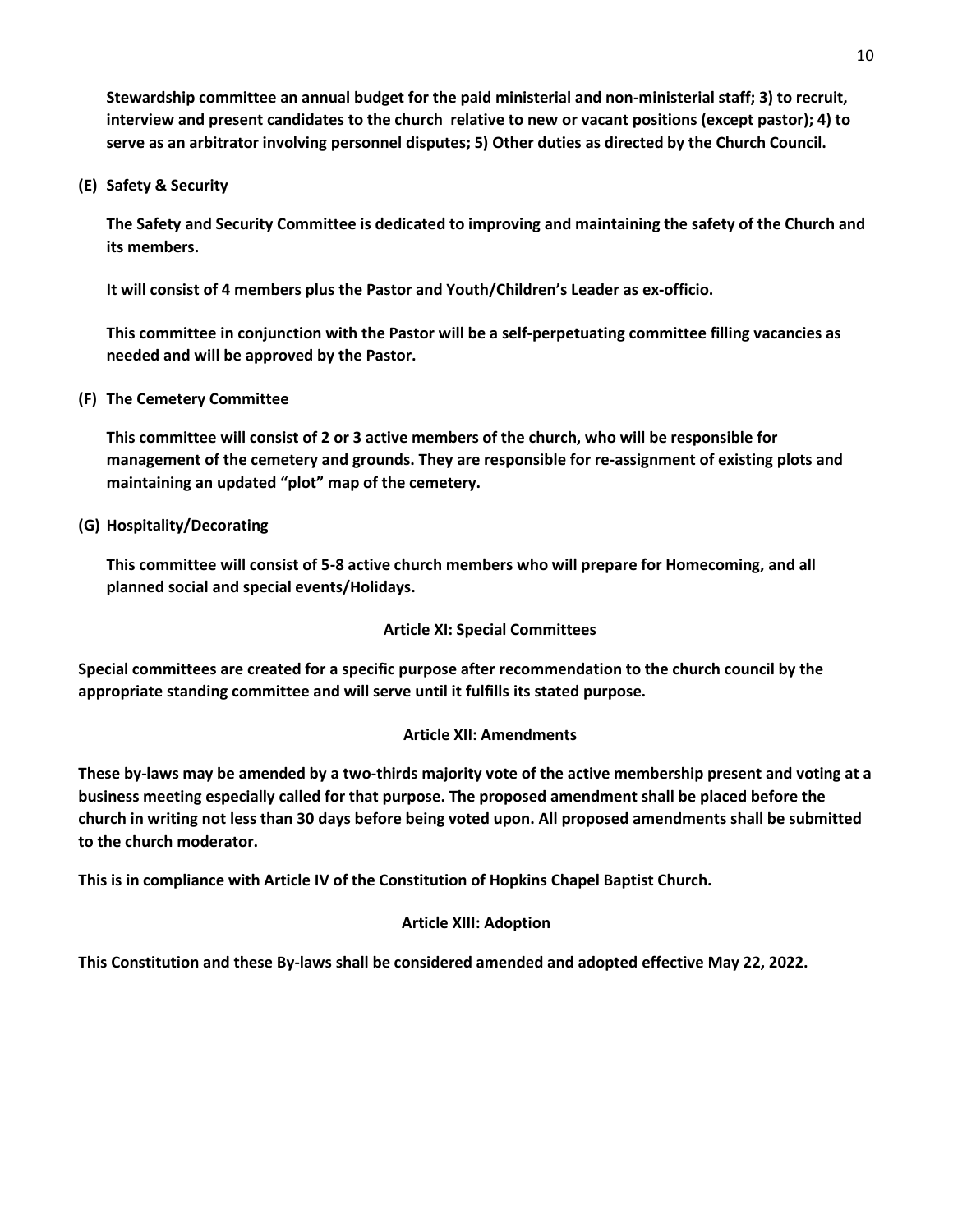**Stewardship committee an annual budget for the paid ministerial and non-ministerial staff; 3) to recruit, interview and present candidates to the church relative to new or vacant positions (except pastor); 4) to serve as an arbitrator involving personnel disputes; 5) Other duties as directed by the Church Council.**

**(E) Safety & Security**

**The Safety and Security Committee is dedicated to improving and maintaining the safety of the Church and its members.**

**It will consist of 4 members plus the Pastor and Youth/Children's Leader as ex-officio.**

**This committee in conjunction with the Pastor will be a self-perpetuating committee filling vacancies as needed and will be approved by the Pastor.**

**(F) The Cemetery Committee**

**This committee will consist of 2 or 3 active members of the church, who will be responsible for management of the cemetery and grounds. They are responsible for re-assignment of existing plots and maintaining an updated "plot" map of the cemetery.**

**(G) Hospitality/Decorating**

**This committee will consist of 5-8 active church members who will prepare for Homecoming, and all planned social and special events/Holidays.**

## Article XI: Special Committees

**Special committees are created for a specific purpose after recommendation to the church council by the appropriate standing committee and will serve until it fulfills its stated purpose.**

## Article XII: Amendments

**These by-laws may be amended by a two-thirds majority vote of the active membership present and voting at a business meeting especially called for that purpose. The proposed amendment shall be placed before the church in writing not less than 30 days before being voted upon. All proposed amendments shall be submitted to the church moderator.**

**This is in compliance with Article IV of the Constitution of Hopkins Chapel Baptist Church.**

## Article XIII: Adoption

**This Constitution and these By-laws shall be considered amended and adopted effective May 22, 2022.**